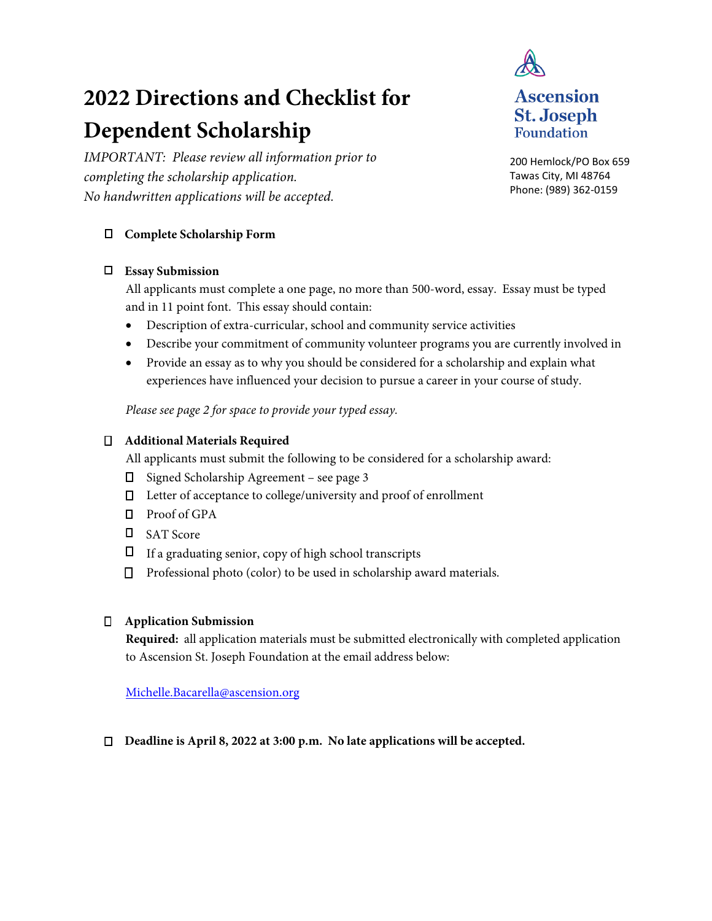# 2022 Directions and Checklist for Dependent Scholarship

*IMPORTANT: Please review all information prior to completing the scholarship application.*
*No handwritten applications will be accepted.*

**Ascension St. Joseph Foundation**

200 Hemlock/PO Box 659
Tawas City, MI 48764
Phone: (989) 362-0159

- [ ] **Complete Scholarship Form**

- [ ] **Essay Submission**

  All applicants must complete a one page, no more than 500-word, essay. Essay must be typed and in 11 point font. This essay should contain:

  - Description of extra-curricular, school and community service activities
  - Describe your commitment of community volunteer programs you are currently involved in
  - Provide an essay as to why you should be considered for a scholarship and explain what experiences have influenced your decision to pursue a career in your course of study.

  *Please see page 2 for space to provide your typed essay.*

- [ ] **Additional Materials Required**

  All applicants must submit the following to be considered for a scholarship award:

  - [ ] Signed Scholarship Agreement – see page 3
  - [ ] Letter of acceptance to college/university and proof of enrollment
  - [ ] Proof of GPA
  - [ ] SAT Score
  - [ ] If a graduating senior, copy of high school transcripts
  - [ ] Professional photo (color) to be used in scholarship award materials.

- [ ] **Application Submission**

  **Required:** all application materials must be submitted electronically with completed application to Ascension St. Joseph Foundation at the email address below:

  Michelle.Bacarella@ascension.org

- [ ] **Deadline is April 8, 2022 at 3:00 p.m. No late applications will be accepted.**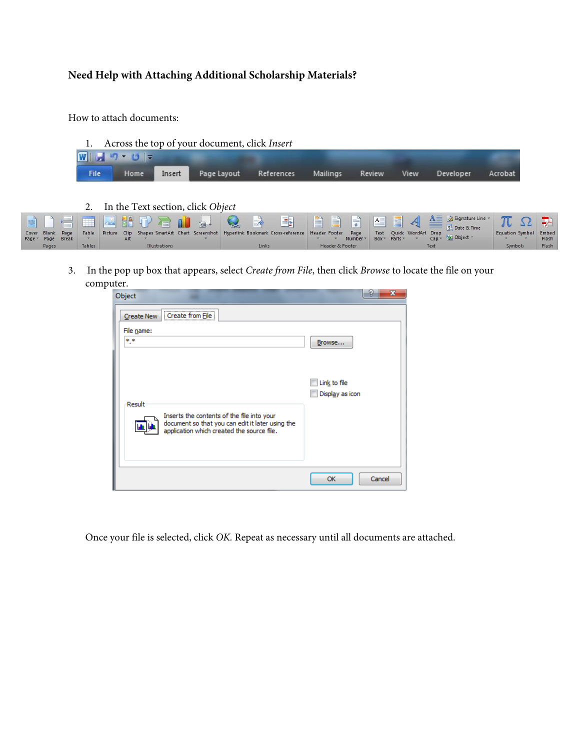**Need Help with Attaching Additional Scholarship Materials?**

How to attach documents:

1. Across the top of your document, click *Insert*

2. In the Text section, click *Object*

3. In the pop up box that appears, select *Create from File*, then click *Browse* to locate the file on your computer.

Once your file is selected, click *OK.* Repeat as necessary until all documents are attached.